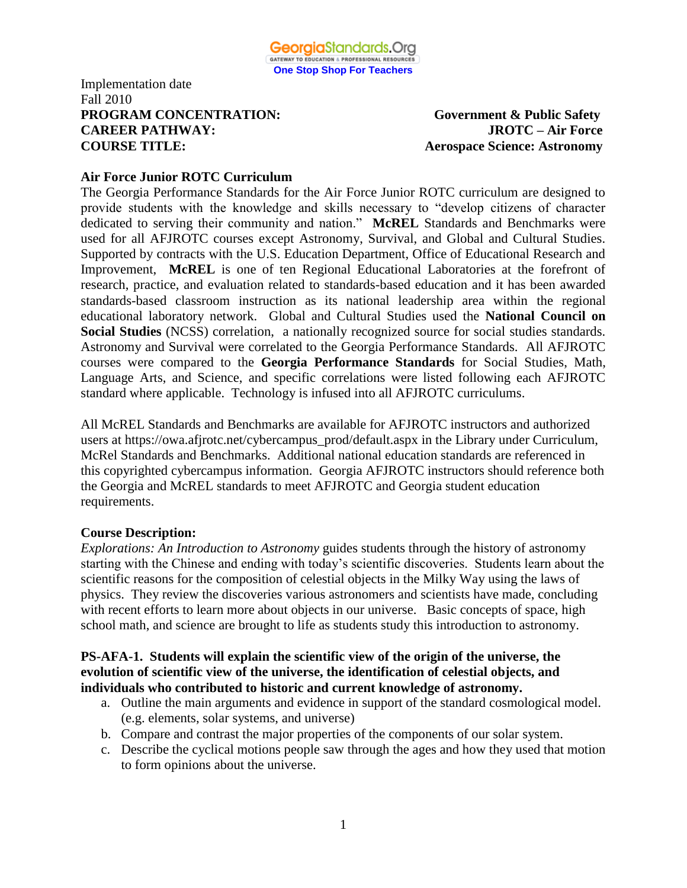GeorgiaStandards.Org
GATEWAY TO EDUCATION & PROFESSIONAL RESOURCES
One Stop Shop For Teachers

Implementation date
Fall 2010

**PROGRAM CONCENTRATION:** **Government & Public Safety**
**CAREER PATHWAY:** **JROTC – Air Force**
**COURSE TITLE:** **Aerospace Science: Astronomy**

**Air Force Junior ROTC Curriculum**

The Georgia Performance Standards for the Air Force Junior ROTC curriculum are designed to provide students with the knowledge and skills necessary to "develop citizens of character dedicated to serving their community and nation." **McREL** Standards and Benchmarks were used for all AFJROTC courses except Astronomy, Survival, and Global and Cultural Studies. Supported by contracts with the U.S. Education Department, Office of Educational Research and Improvement, **McREL** is one of ten Regional Educational Laboratories at the forefront of research, practice, and evaluation related to standards-based education and it has been awarded standards-based classroom instruction as its national leadership area within the regional educational laboratory network. Global and Cultural Studies used the **National Council on Social Studies** (NCSS) correlation, a nationally recognized source for social studies standards. Astronomy and Survival were correlated to the Georgia Performance Standards. All AFJROTC courses were compared to the **Georgia Performance Standards** for Social Studies, Math, Language Arts, and Science, and specific correlations were listed following each AFJROTC standard where applicable. Technology is infused into all AFJROTC curriculums.

All McREL Standards and Benchmarks are available for AFJROTC instructors and authorized users at https://owa.afjrotc.net/cybercampus_prod/default.aspx in the Library under Curriculum, McRel Standards and Benchmarks. Additional national education standards are referenced in this copyrighted cybercampus information. Georgia AFJROTC instructors should reference both the Georgia and McREL standards to meet AFJROTC and Georgia student education requirements.

**Course Description:**

*Explorations: An Introduction to Astronomy* guides students through the history of astronomy starting with the Chinese and ending with today's scientific discoveries. Students learn about the scientific reasons for the composition of celestial objects in the Milky Way using the laws of physics. They review the discoveries various astronomers and scientists have made, concluding with recent efforts to learn more about objects in our universe. Basic concepts of space, high school math, and science are brought to life as students study this introduction to astronomy.

**PS-AFA-1. Students will explain the scientific view of the origin of the universe, the evolution of scientific view of the universe, the identification of celestial objects, and individuals who contributed to historic and current knowledge of astronomy.**

a. Outline the main arguments and evidence in support of the standard cosmological model. (e.g. elements, solar systems, and universe)
b. Compare and contrast the major properties of the components of our solar system.
c. Describe the cyclical motions people saw through the ages and how they used that motion to form opinions about the universe.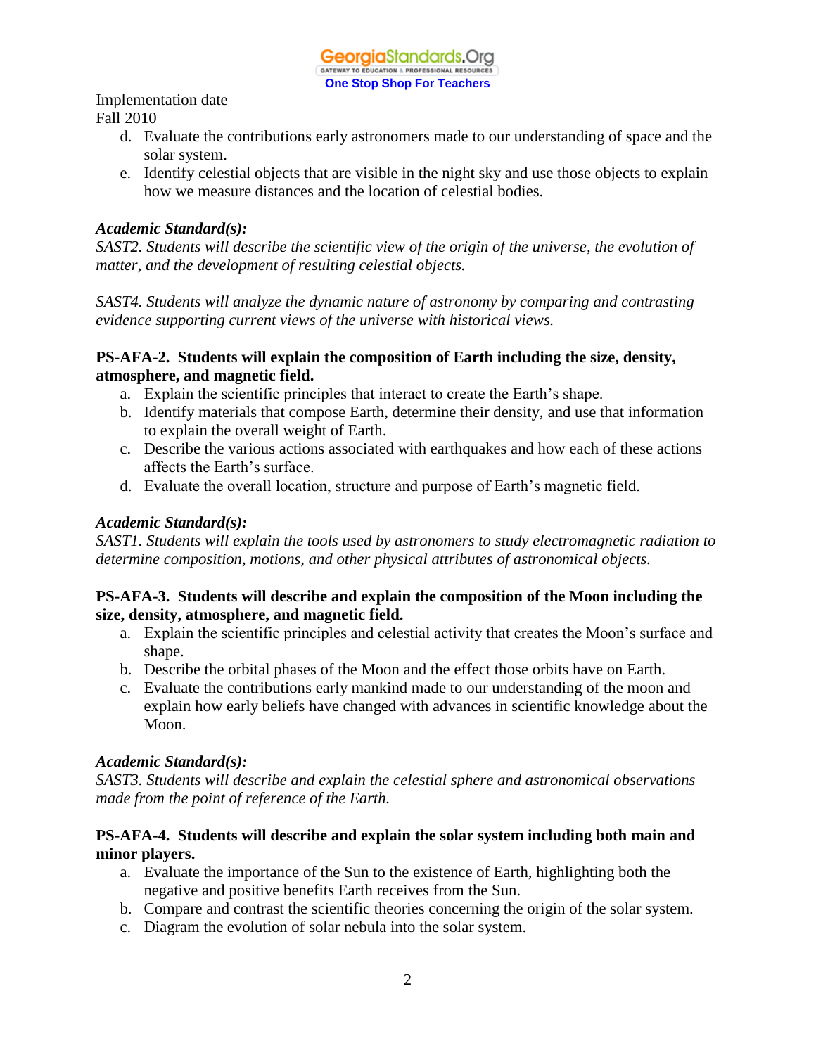Implementation date
Fall 2010

d. Evaluate the contributions early astronomers made to our understanding of space and the solar system.
e. Identify celestial objects that are visible in the night sky and use those objects to explain how we measure distances and the location of celestial bodies.

***Academic Standard(s):***
*SAST2. Students will describe the scientific view of the origin of the universe, the evolution of matter, and the development of resulting celestial objects.*

*SAST4. Students will analyze the dynamic nature of astronomy by comparing and contrasting evidence supporting current views of the universe with historical views.*

**PS-AFA-2. Students will explain the composition of Earth including the size, density, atmosphere, and magnetic field.**

a. Explain the scientific principles that interact to create the Earth's shape.
b. Identify materials that compose Earth, determine their density, and use that information to explain the overall weight of Earth.
c. Describe the various actions associated with earthquakes and how each of these actions affects the Earth's surface.
d. Evaluate the overall location, structure and purpose of Earth's magnetic field.

***Academic Standard(s):***
*SAST1. Students will explain the tools used by astronomers to study electromagnetic radiation to determine composition, motions, and other physical attributes of astronomical objects.*

**PS-AFA-3. Students will describe and explain the composition of the Moon including the size, density, atmosphere, and magnetic field.**

a. Explain the scientific principles and celestial activity that creates the Moon's surface and shape.
b. Describe the orbital phases of the Moon and the effect those orbits have on Earth.
c. Evaluate the contributions early mankind made to our understanding of the moon and explain how early beliefs have changed with advances in scientific knowledge about the Moon.

***Academic Standard(s):***
*SAST3. Students will describe and explain the celestial sphere and astronomical observations made from the point of reference of the Earth.*

**PS-AFA-4. Students will describe and explain the solar system including both main and minor players.**

a. Evaluate the importance of the Sun to the existence of Earth, highlighting both the negative and positive benefits Earth receives from the Sun.
b. Compare and contrast the scientific theories concerning the origin of the solar system.
c. Diagram the evolution of solar nebula into the solar system.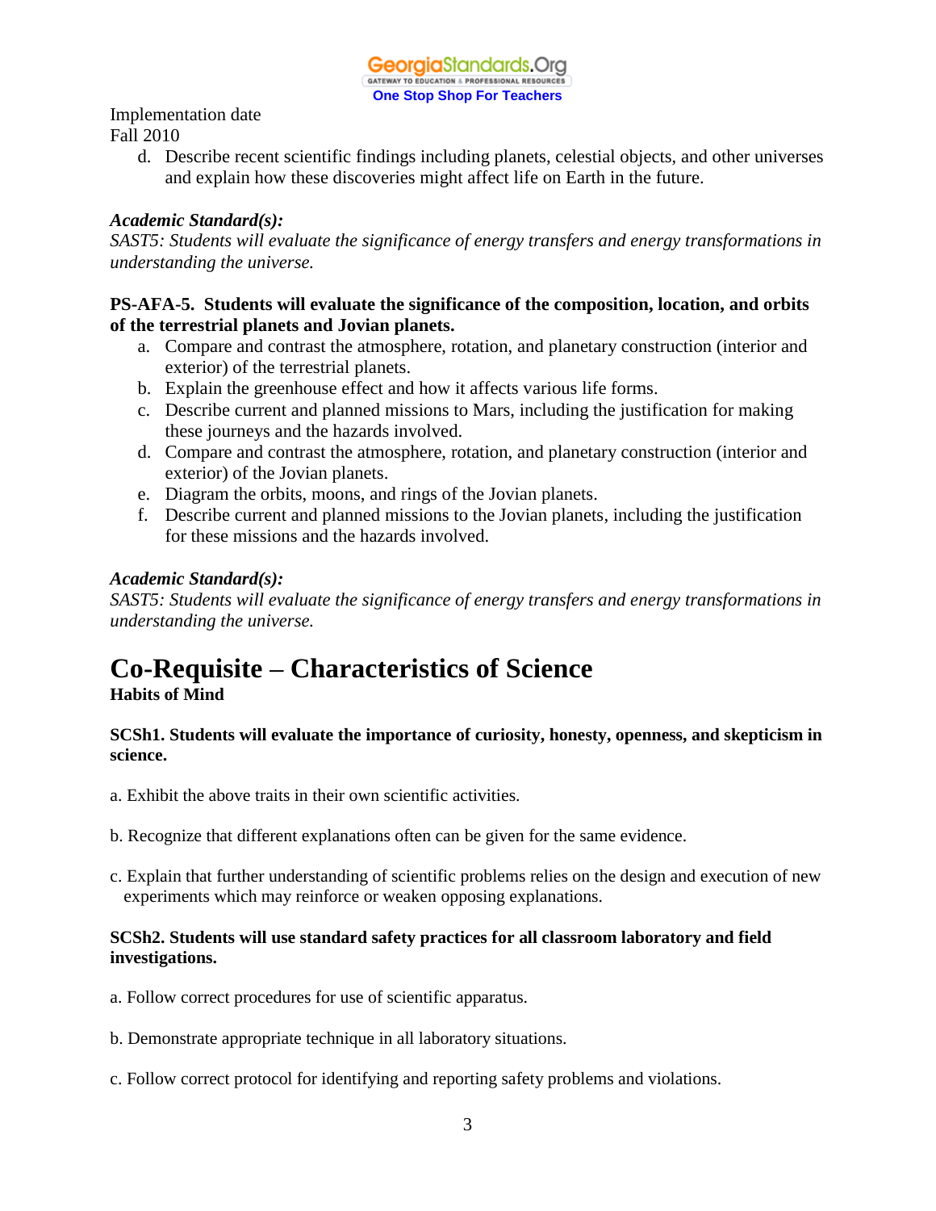Implementation date
Fall 2010

d. Describe recent scientific findings including planets, celestial objects, and other universes and explain how these discoveries might affect life on Earth in the future.

***Academic Standard(s):***
*SAST5: Students will evaluate the significance of energy transfers and energy transformations in understanding the universe.*

**PS-AFA-5. Students will evaluate the significance of the composition, location, and orbits of the terrestrial planets and Jovian planets.**

a. Compare and contrast the atmosphere, rotation, and planetary construction (interior and exterior) of the terrestrial planets.
b. Explain the greenhouse effect and how it affects various life forms.
c. Describe current and planned missions to Mars, including the justification for making these journeys and the hazards involved.
d. Compare and contrast the atmosphere, rotation, and planetary construction (interior and exterior) of the Jovian planets.
e. Diagram the orbits, moons, and rings of the Jovian planets.
f. Describe current and planned missions to the Jovian planets, including the justification for these missions and the hazards involved.

***Academic Standard(s):***
*SAST5: Students will evaluate the significance of energy transfers and energy transformations in understanding the universe.*

# Co-Requisite – Characteristics of Science

**Habits of Mind**

**SCSh1. Students will evaluate the importance of curiosity, honesty, openness, and skepticism in science.**

a. Exhibit the above traits in their own scientific activities.

b. Recognize that different explanations often can be given for the same evidence.

c. Explain that further understanding of scientific problems relies on the design and execution of new experiments which may reinforce or weaken opposing explanations.

**SCSh2. Students will use standard safety practices for all classroom laboratory and field investigations.**

a. Follow correct procedures for use of scientific apparatus.

b. Demonstrate appropriate technique in all laboratory situations.

c. Follow correct protocol for identifying and reporting safety problems and violations.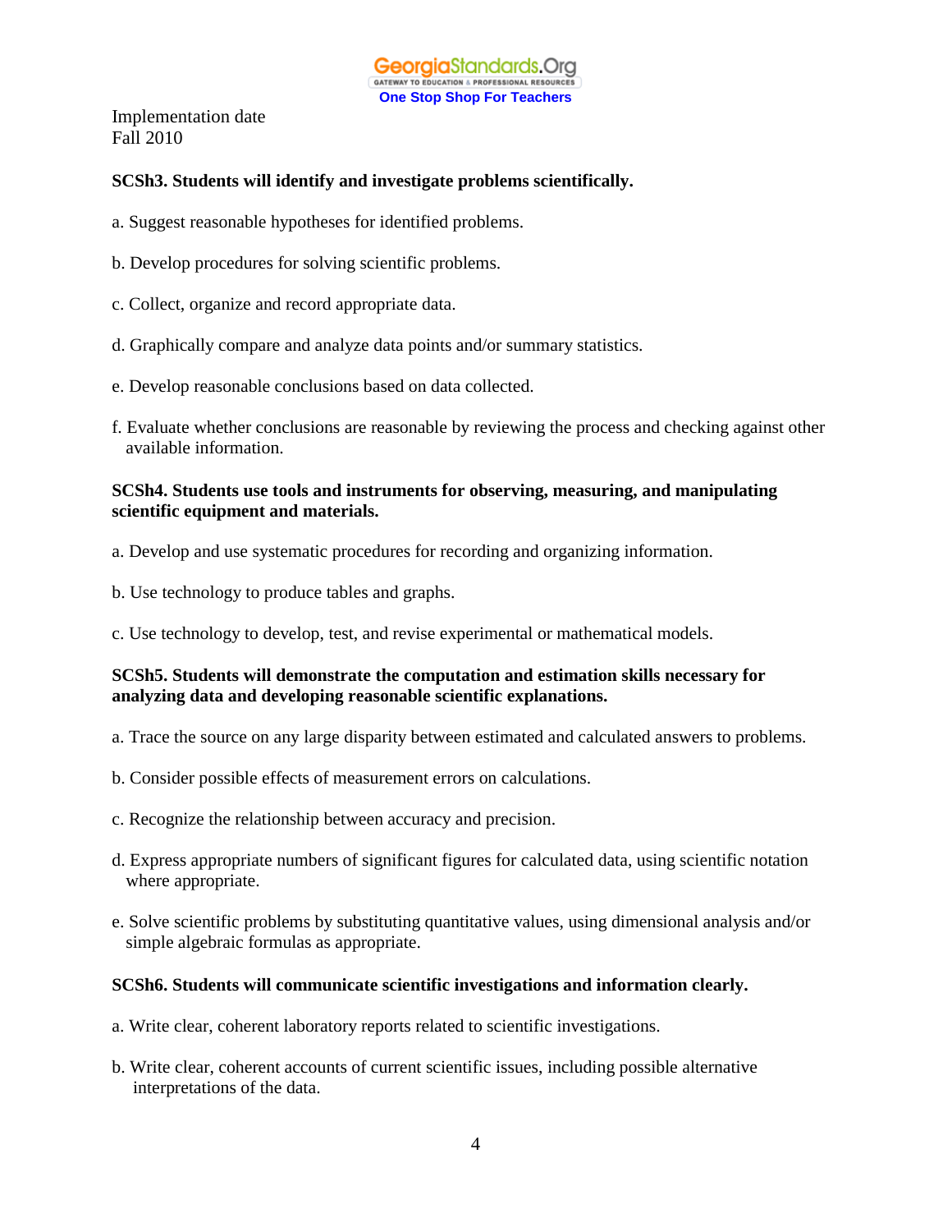Implementation date
Fall 2010

**SCSh3. Students will identify and investigate problems scientifically.**

a. Suggest reasonable hypotheses for identified problems.

b. Develop procedures for solving scientific problems.

c. Collect, organize and record appropriate data.

d. Graphically compare and analyze data points and/or summary statistics.

e. Develop reasonable conclusions based on data collected.

f. Evaluate whether conclusions are reasonable by reviewing the process and checking against other available information.

**SCSh4. Students use tools and instruments for observing, measuring, and manipulating scientific equipment and materials.**

a. Develop and use systematic procedures for recording and organizing information.

b. Use technology to produce tables and graphs.

c. Use technology to develop, test, and revise experimental or mathematical models.

**SCSh5. Students will demonstrate the computation and estimation skills necessary for analyzing data and developing reasonable scientific explanations.**

a. Trace the source on any large disparity between estimated and calculated answers to problems.

b. Consider possible effects of measurement errors on calculations.

c. Recognize the relationship between accuracy and precision.

d. Express appropriate numbers of significant figures for calculated data, using scientific notation where appropriate.

e. Solve scientific problems by substituting quantitative values, using dimensional analysis and/or simple algebraic formulas as appropriate.

**SCSh6. Students will communicate scientific investigations and information clearly.**

a. Write clear, coherent laboratory reports related to scientific investigations.

b. Write clear, coherent accounts of current scientific issues, including possible alternative interpretations of the data.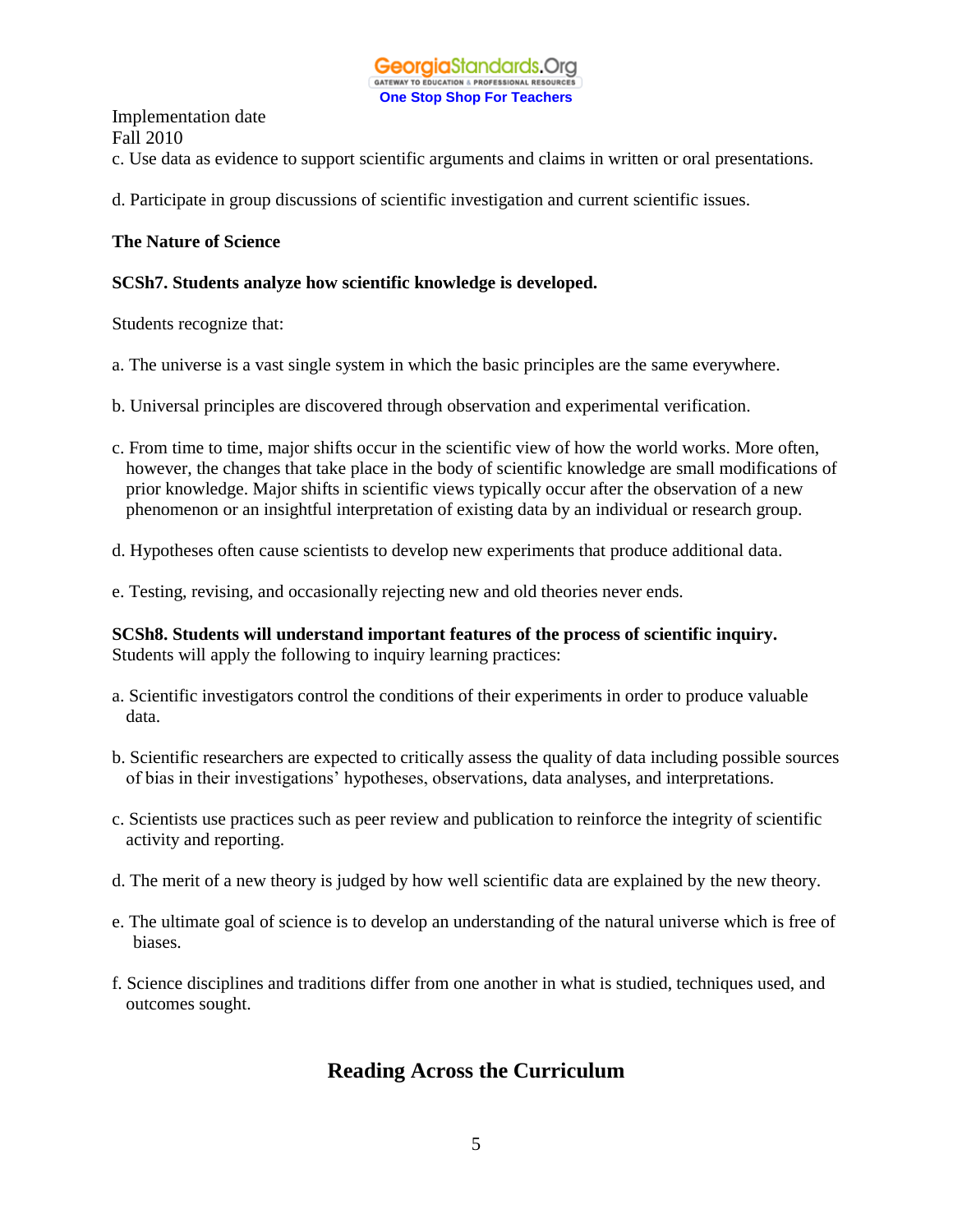Implementation date
Fall 2010

c. Use data as evidence to support scientific arguments and claims in written or oral presentations.

d. Participate in group discussions of scientific investigation and current scientific issues.

**The Nature of Science**

**SCSh7. Students analyze how scientific knowledge is developed.**

Students recognize that:

a. The universe is a vast single system in which the basic principles are the same everywhere.

b. Universal principles are discovered through observation and experimental verification.

c. From time to time, major shifts occur in the scientific view of how the world works. More often, however, the changes that take place in the body of scientific knowledge are small modifications of prior knowledge. Major shifts in scientific views typically occur after the observation of a new phenomenon or an insightful interpretation of existing data by an individual or research group.

d. Hypotheses often cause scientists to develop new experiments that produce additional data.

e. Testing, revising, and occasionally rejecting new and old theories never ends.

**SCSh8. Students will understand important features of the process of scientific inquiry.**
Students will apply the following to inquiry learning practices:

a. Scientific investigators control the conditions of their experiments in order to produce valuable data.

b. Scientific researchers are expected to critically assess the quality of data including possible sources of bias in their investigations' hypotheses, observations, data analyses, and interpretations.

c. Scientists use practices such as peer review and publication to reinforce the integrity of scientific activity and reporting.

d. The merit of a new theory is judged by how well scientific data are explained by the new theory.

e. The ultimate goal of science is to develop an understanding of the natural universe which is free of biases.

f. Science disciplines and traditions differ from one another in what is studied, techniques used, and outcomes sought.

## Reading Across the Curriculum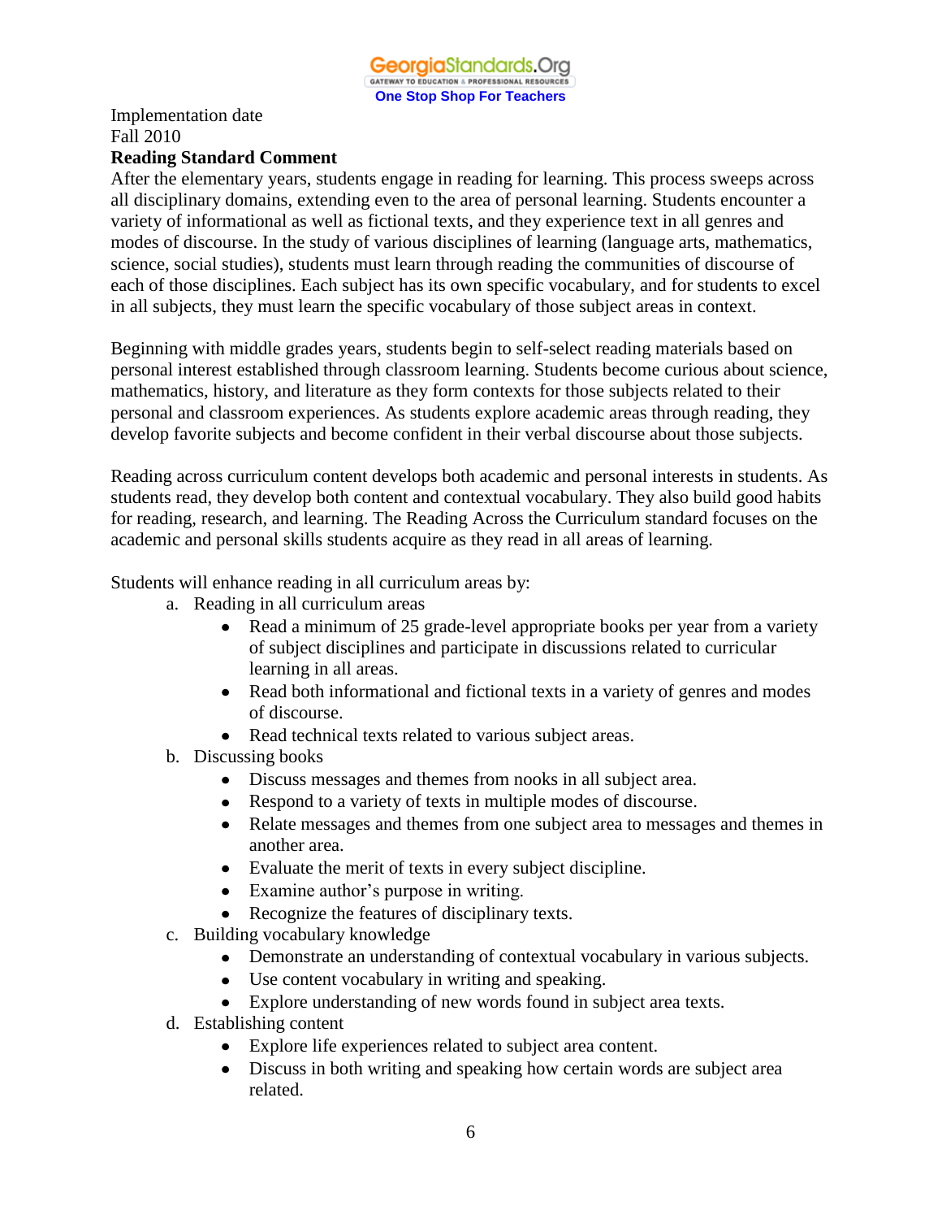Implementation date
Fall 2010

**Reading Standard Comment**

After the elementary years, students engage in reading for learning. This process sweeps across all disciplinary domains, extending even to the area of personal learning. Students encounter a variety of informational as well as fictional texts, and they experience text in all genres and modes of discourse. In the study of various disciplines of learning (language arts, mathematics, science, social studies), students must learn through reading the communities of discourse of each of those disciplines. Each subject has its own specific vocabulary, and for students to excel in all subjects, they must learn the specific vocabulary of those subject areas in context.

Beginning with middle grades years, students begin to self-select reading materials based on personal interest established through classroom learning. Students become curious about science, mathematics, history, and literature as they form contexts for those subjects related to their personal and classroom experiences. As students explore academic areas through reading, they develop favorite subjects and become confident in their verbal discourse about those subjects.

Reading across curriculum content develops both academic and personal interests in students. As students read, they develop both content and contextual vocabulary. They also build good habits for reading, research, and learning. The Reading Across the Curriculum standard focuses on the academic and personal skills students acquire as they read in all areas of learning.

Students will enhance reading in all curriculum areas by:

a. Reading in all curriculum areas
   - Read a minimum of 25 grade-level appropriate books per year from a variety of subject disciplines and participate in discussions related to curricular learning in all areas.
   - Read both informational and fictional texts in a variety of genres and modes of discourse.
   - Read technical texts related to various subject areas.

b. Discussing books
   - Discuss messages and themes from nooks in all subject area.
   - Respond to a variety of texts in multiple modes of discourse.
   - Relate messages and themes from one subject area to messages and themes in another area.
   - Evaluate the merit of texts in every subject discipline.
   - Examine author's purpose in writing.
   - Recognize the features of disciplinary texts.

c. Building vocabulary knowledge
   - Demonstrate an understanding of contextual vocabulary in various subjects.
   - Use content vocabulary in writing and speaking.
   - Explore understanding of new words found in subject area texts.

d. Establishing content
   - Explore life experiences related to subject area content.
   - Discuss in both writing and speaking how certain words are subject area related.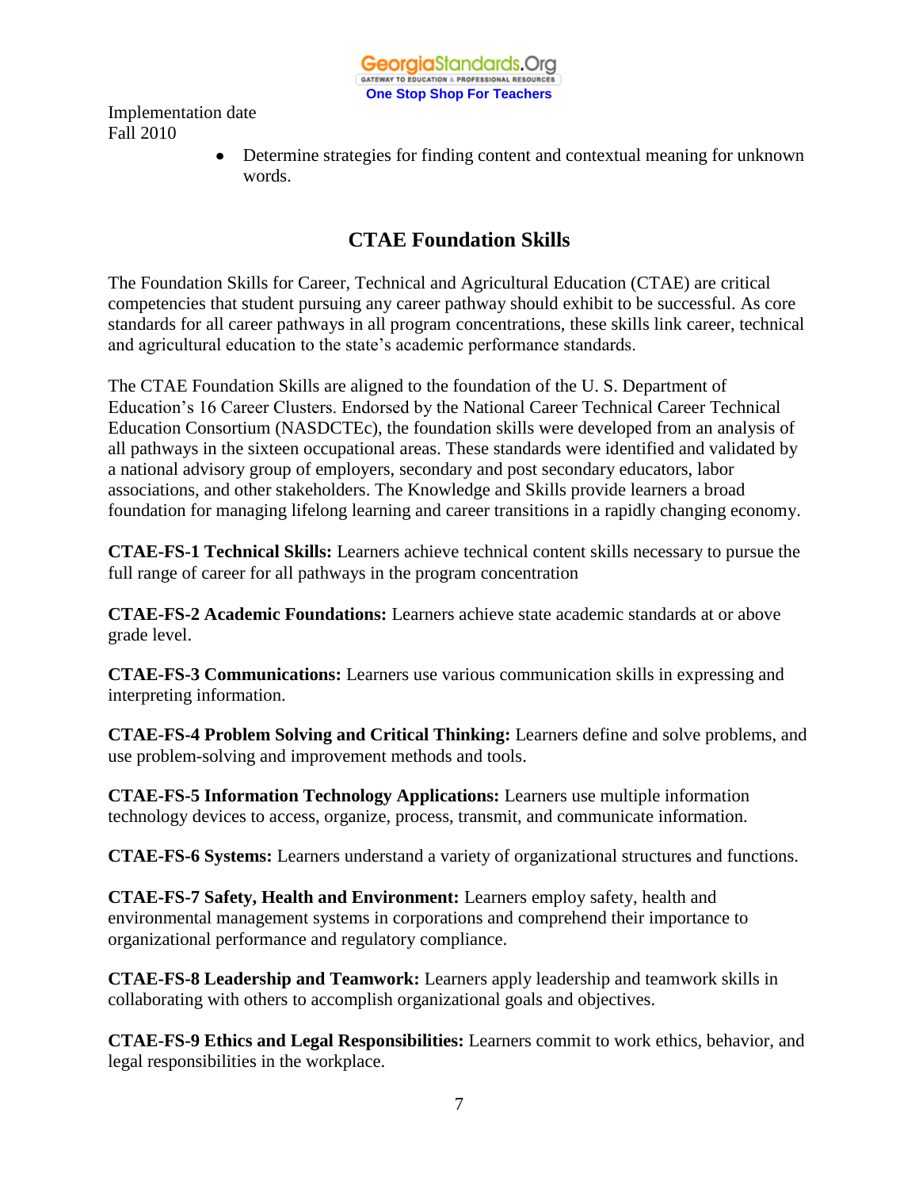Implementation date
Fall 2010

- Determine strategies for finding content and contextual meaning for unknown words.

## CTAE Foundation Skills

The Foundation Skills for Career, Technical and Agricultural Education (CTAE) are critical competencies that student pursuing any career pathway should exhibit to be successful. As core standards for all career pathways in all program concentrations, these skills link career, technical and agricultural education to the state's academic performance standards.

The CTAE Foundation Skills are aligned to the foundation of the U. S. Department of Education's 16 Career Clusters. Endorsed by the National Career Technical Career Technical Education Consortium (NASDCTEc), the foundation skills were developed from an analysis of all pathways in the sixteen occupational areas. These standards were identified and validated by a national advisory group of employers, secondary and post secondary educators, labor associations, and other stakeholders. The Knowledge and Skills provide learners a broad foundation for managing lifelong learning and career transitions in a rapidly changing economy.

**CTAE-FS-1 Technical Skills:** Learners achieve technical content skills necessary to pursue the full range of career for all pathways in the program concentration

**CTAE-FS-2 Academic Foundations:** Learners achieve state academic standards at or above grade level.

**CTAE-FS-3 Communications:** Learners use various communication skills in expressing and interpreting information.

**CTAE-FS-4 Problem Solving and Critical Thinking:** Learners define and solve problems, and use problem-solving and improvement methods and tools.

**CTAE-FS-5 Information Technology Applications:** Learners use multiple information technology devices to access, organize, process, transmit, and communicate information.

**CTAE-FS-6 Systems:** Learners understand a variety of organizational structures and functions.

**CTAE-FS-7 Safety, Health and Environment:** Learners employ safety, health and environmental management systems in corporations and comprehend their importance to organizational performance and regulatory compliance.

**CTAE-FS-8 Leadership and Teamwork:** Learners apply leadership and teamwork skills in collaborating with others to accomplish organizational goals and objectives.

**CTAE-FS-9 Ethics and Legal Responsibilities:** Learners commit to work ethics, behavior, and legal responsibilities in the workplace.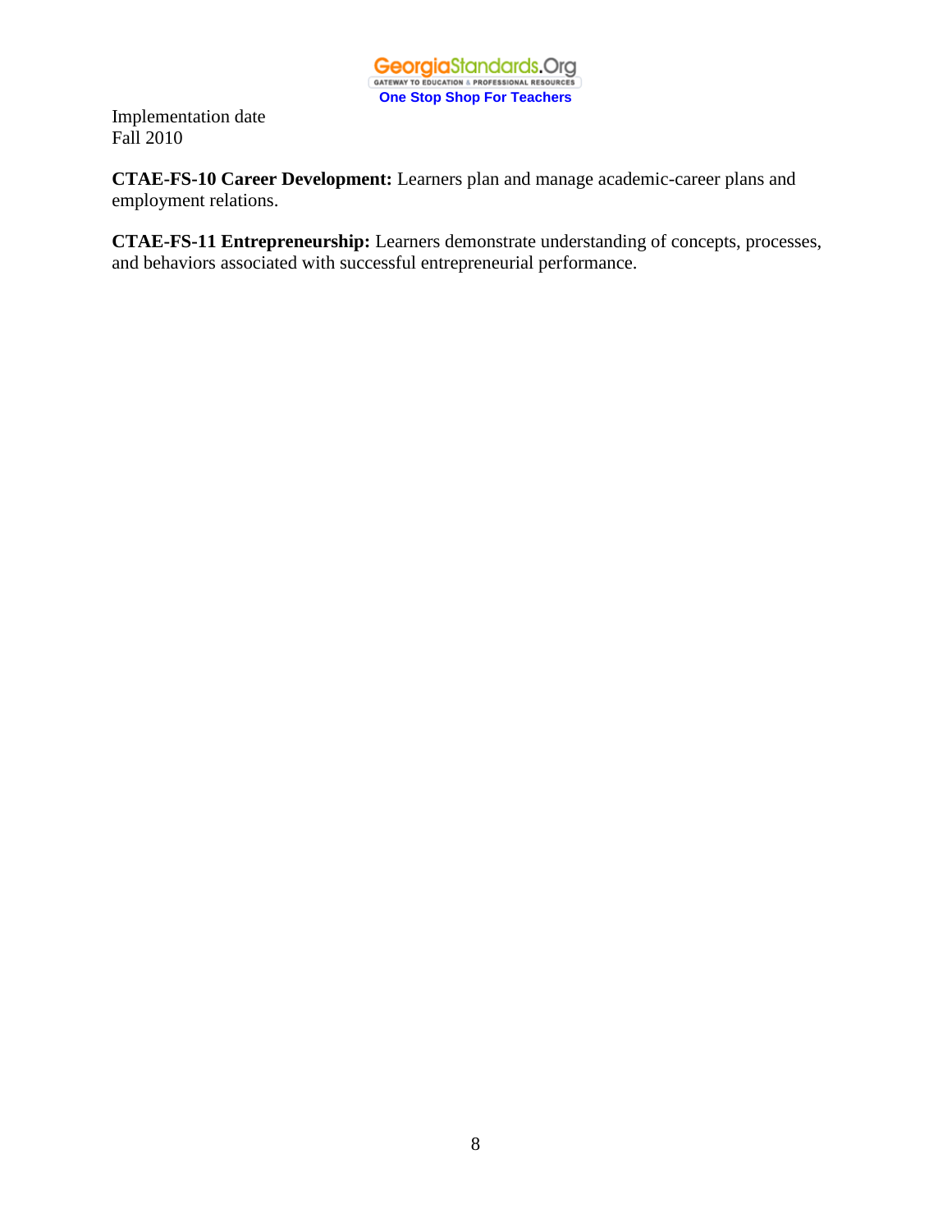Implementation date
Fall 2010

**CTAE-FS-10 Career Development:** Learners plan and manage academic-career plans and employment relations.

**CTAE-FS-11 Entrepreneurship:** Learners demonstrate understanding of concepts, processes, and behaviors associated with successful entrepreneurial performance.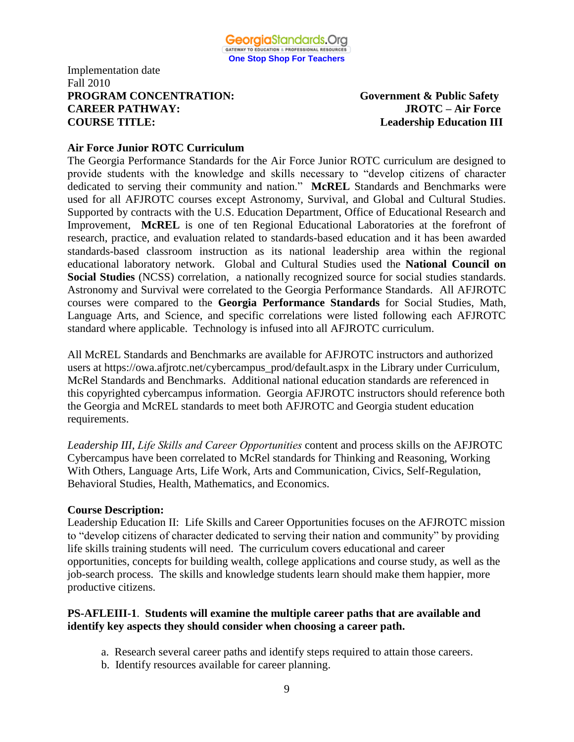Implementation date
Fall 2010

**PROGRAM CONCENTRATION:** **Government & Public Safety**
**CAREER PATHWAY:** **JROTC – Air Force**
**COURSE TITLE:** **Leadership Education III**

**Air Force Junior ROTC Curriculum**

The Georgia Performance Standards for the Air Force Junior ROTC curriculum are designed to provide students with the knowledge and skills necessary to "develop citizens of character dedicated to serving their community and nation." **McREL** Standards and Benchmarks were used for all AFJROTC courses except Astronomy, Survival, and Global and Cultural Studies. Supported by contracts with the U.S. Education Department, Office of Educational Research and Improvement, **McREL** is one of ten Regional Educational Laboratories at the forefront of research, practice, and evaluation related to standards-based education and it has been awarded standards-based classroom instruction as its national leadership area within the regional educational laboratory network. Global and Cultural Studies used the **National Council on Social Studies** (NCSS) correlation, a nationally recognized source for social studies standards. Astronomy and Survival were correlated to the Georgia Performance Standards. All AFJROTC courses were compared to the **Georgia Performance Standards** for Social Studies, Math, Language Arts, and Science, and specific correlations were listed following each AFJROTC standard where applicable. Technology is infused into all AFJROTC curriculum.

All McREL Standards and Benchmarks are available for AFJROTC instructors and authorized users at https://owa.afjrotc.net/cybercampus_prod/default.aspx in the Library under Curriculum, McRel Standards and Benchmarks. Additional national education standards are referenced in this copyrighted cybercampus information. Georgia AFJROTC instructors should reference both the Georgia and McREL standards to meet both AFJROTC and Georgia student education requirements.

*Leadership III*, *Life Skills and Career Opportunities* content and process skills on the AFJROTC Cybercampus have been correlated to McRel standards for Thinking and Reasoning, Working With Others, Language Arts, Life Work, Arts and Communication, Civics, Self-Regulation, Behavioral Studies, Health, Mathematics, and Economics.

**Course Description:**

Leadership Education II: Life Skills and Career Opportunities focuses on the AFJROTC mission to "develop citizens of character dedicated to serving their nation and community" by providing life skills training students will need. The curriculum covers educational and career opportunities, concepts for building wealth, college applications and course study, as well as the job-search process. The skills and knowledge students learn should make them happier, more productive citizens.

**PS-AFLEIII-1**. **Students will examine the multiple career paths that are available and identify key aspects they should consider when choosing a career path.**

a. Research several career paths and identify steps required to attain those careers.
b. Identify resources available for career planning.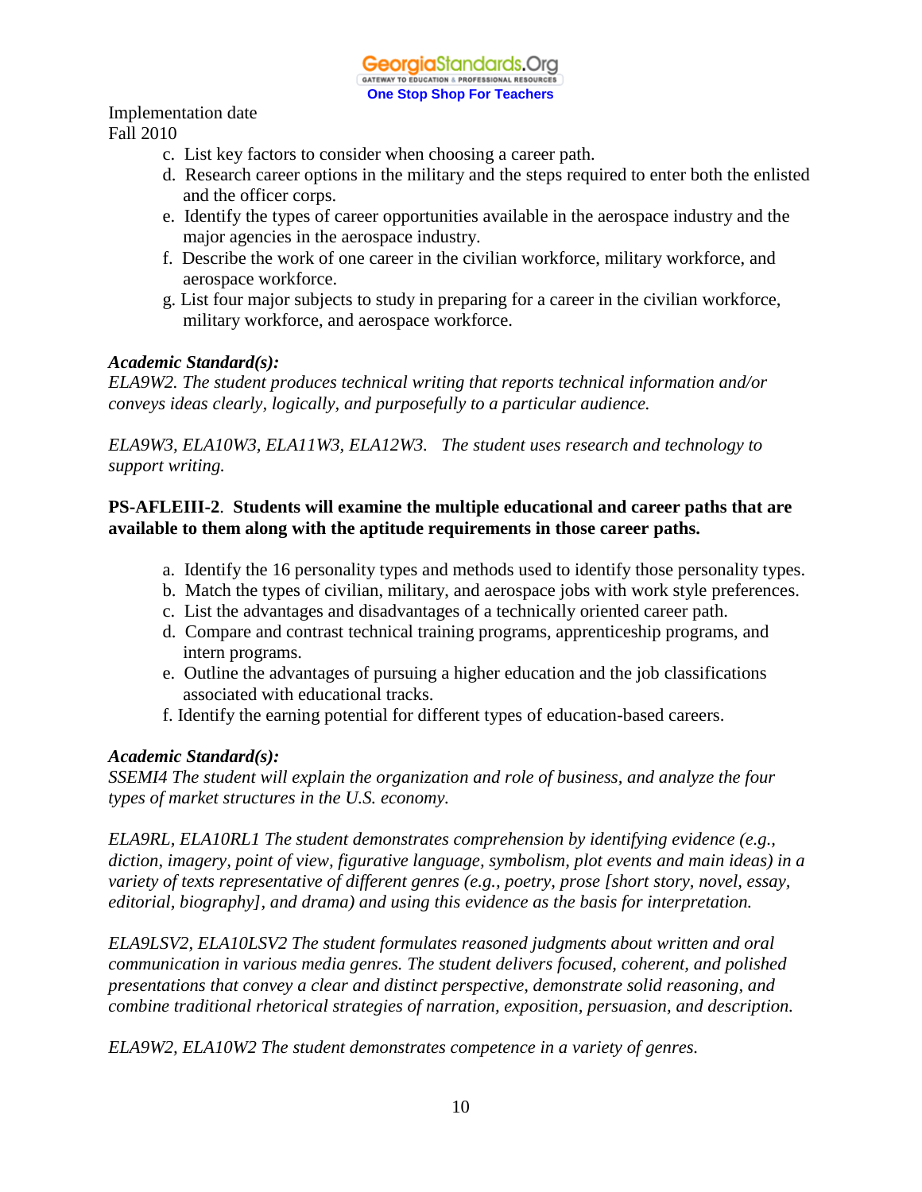Implementation date
Fall 2010

c. List key factors to consider when choosing a career path.
d. Research career options in the military and the steps required to enter both the enlisted and the officer corps.
e. Identify the types of career opportunities available in the aerospace industry and the major agencies in the aerospace industry.
f. Describe the work of one career in the civilian workforce, military workforce, and aerospace workforce.
g. List four major subjects to study in preparing for a career in the civilian workforce, military workforce, and aerospace workforce.

***Academic Standard(s):***
*ELA9W2. The student produces technical writing that reports technical information and/or conveys ideas clearly, logically, and purposefully to a particular audience.*

*ELA9W3, ELA10W3, ELA11W3, ELA12W3. The student uses research and technology to support writing.*

**PS-AFLEIII-2. Students will examine the multiple educational and career paths that are available to them along with the aptitude requirements in those career paths.**

a. Identify the 16 personality types and methods used to identify those personality types.
b. Match the types of civilian, military, and aerospace jobs with work style preferences.
c. List the advantages and disadvantages of a technically oriented career path.
d. Compare and contrast technical training programs, apprenticeship programs, and intern programs.
e. Outline the advantages of pursuing a higher education and the job classifications associated with educational tracks.
f. Identify the earning potential for different types of education-based careers.

***Academic Standard(s):***
*SSEMI4 The student will explain the organization and role of business, and analyze the four types of market structures in the U.S. economy.*

*ELA9RL, ELA10RL1 The student demonstrates comprehension by identifying evidence (e.g., diction, imagery, point of view, figurative language, symbolism, plot events and main ideas) in a variety of texts representative of different genres (e.g., poetry, prose [short story, novel, essay, editorial, biography], and drama) and using this evidence as the basis for interpretation.*

*ELA9LSV2, ELA10LSV2 The student formulates reasoned judgments about written and oral communication in various media genres. The student delivers focused, coherent, and polished presentations that convey a clear and distinct perspective, demonstrate solid reasoning, and combine traditional rhetorical strategies of narration, exposition, persuasion, and description.*

*ELA9W2, ELA10W2 The student demonstrates competence in a variety of genres.*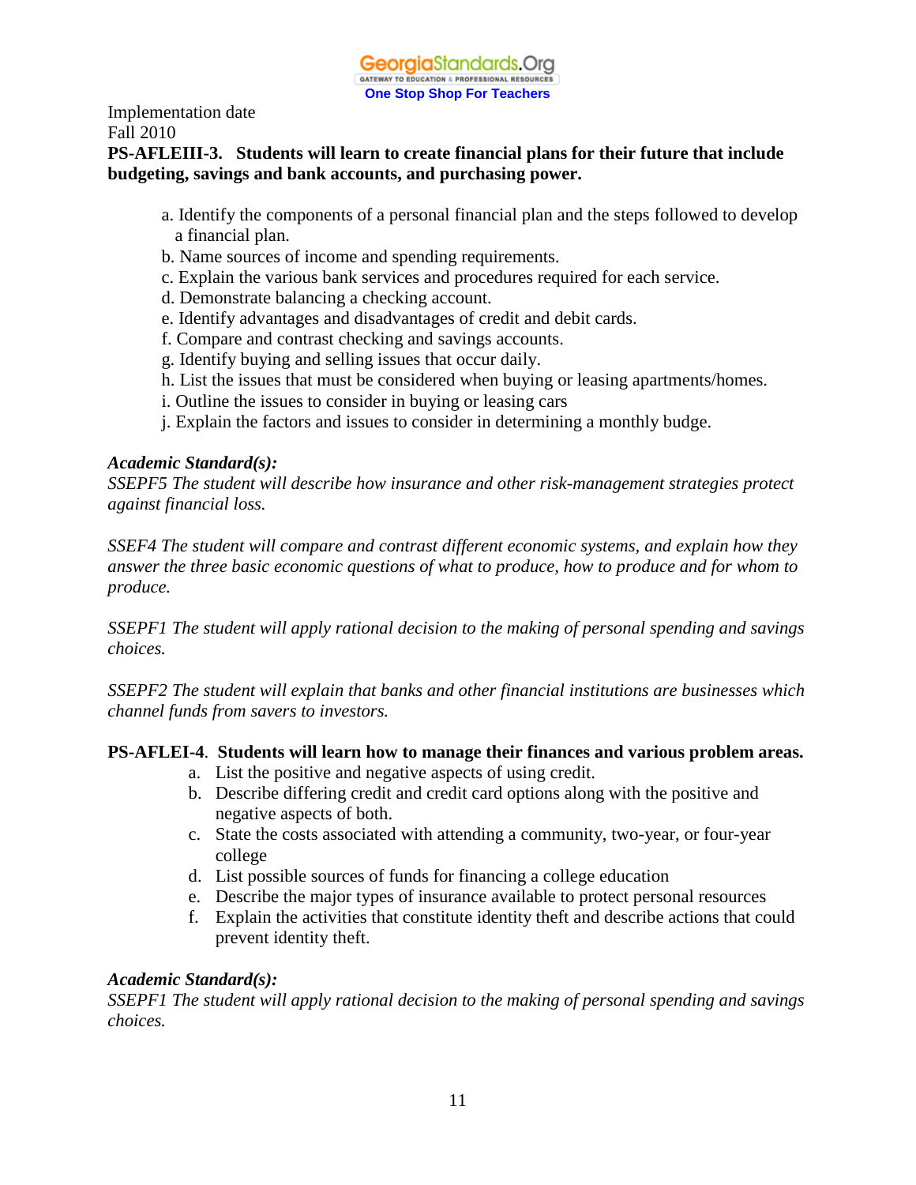Implementation date
Fall 2010

**PS-AFLEIII-3. Students will learn to create financial plans for their future that include budgeting, savings and bank accounts, and purchasing power.**

a. Identify the components of a personal financial plan and the steps followed to develop a financial plan.
b. Name sources of income and spending requirements.
c. Explain the various bank services and procedures required for each service.
d. Demonstrate balancing a checking account.
e. Identify advantages and disadvantages of credit and debit cards.
f. Compare and contrast checking and savings accounts.
g. Identify buying and selling issues that occur daily.
h. List the issues that must be considered when buying or leasing apartments/homes.
i. Outline the issues to consider in buying or leasing cars
j. Explain the factors and issues to consider in determining a monthly budge.

***Academic Standard(s):***

*SSEPF5 The student will describe how insurance and other risk-management strategies protect against financial loss.*

*SSEF4 The student will compare and contrast different economic systems, and explain how they answer the three basic economic questions of what to produce, how to produce and for whom to produce.*

*SSEPF1 The student will apply rational decision to the making of personal spending and savings choices.*

*SSEPF2 The student will explain that banks and other financial institutions are businesses which channel funds from savers to investors.*

**PS-AFLEI-4. Students will learn how to manage their finances and various problem areas.**

a. List the positive and negative aspects of using credit.
b. Describe differing credit and credit card options along with the positive and negative aspects of both.
c. State the costs associated with attending a community, two-year, or four-year college
d. List possible sources of funds for financing a college education
e. Describe the major types of insurance available to protect personal resources
f. Explain the activities that constitute identity theft and describe actions that could prevent identity theft.

***Academic Standard(s):***

*SSEPF1 The student will apply rational decision to the making of personal spending and savings choices.*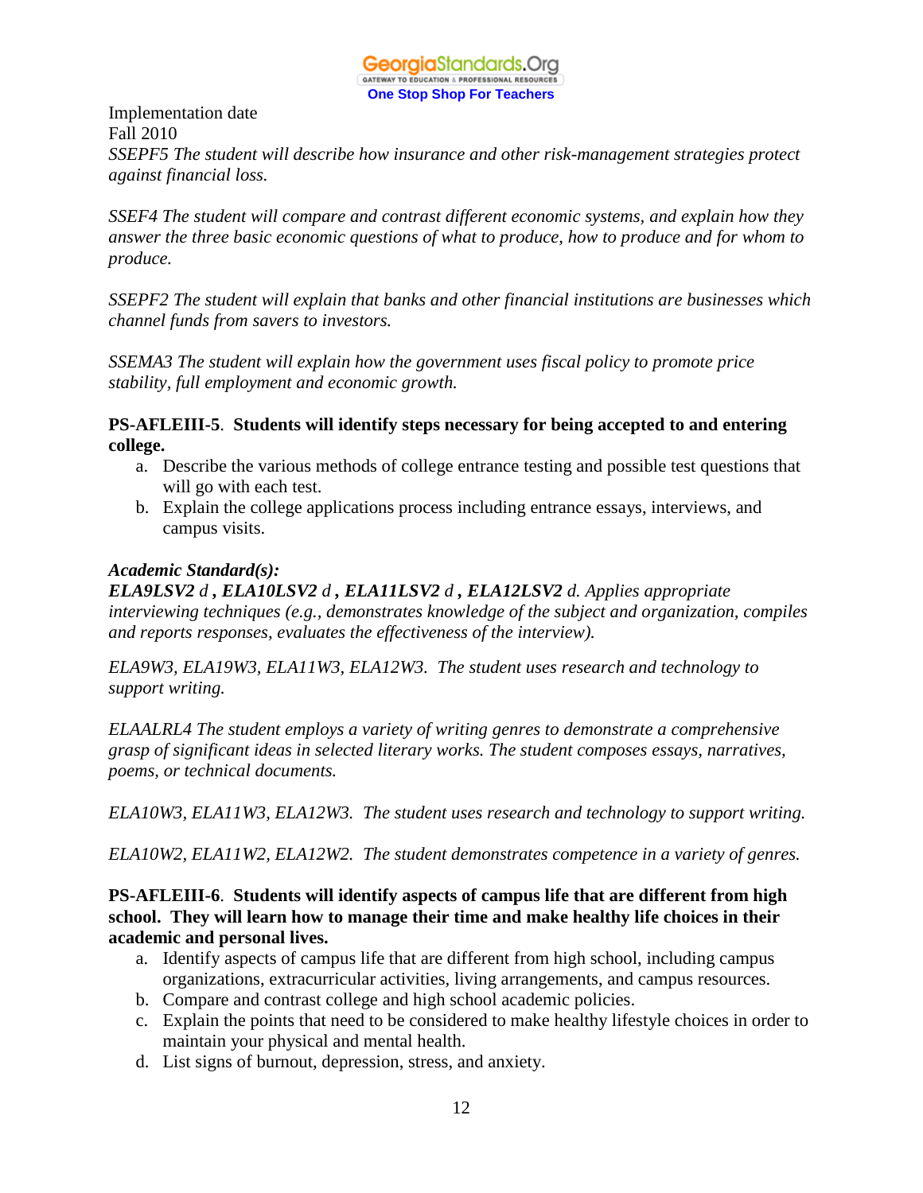Implementation date
Fall 2010
*SSEPF5 The student will describe how insurance and other risk-management strategies protect against financial loss.*

*SSEF4 The student will compare and contrast different economic systems, and explain how they answer the three basic economic questions of what to produce, how to produce and for whom to produce.*

*SSEPF2 The student will explain that banks and other financial institutions are businesses which channel funds from savers to investors.*

*SSEMA3 The student will explain how the government uses fiscal policy to promote price stability, full employment and economic growth.*

**PS-AFLEIII-5**. **Students will identify steps necessary for being accepted to and entering college.**

a. Describe the various methods of college entrance testing and possible test questions that will go with each test.
b. Explain the college applications process including entrance essays, interviews, and campus visits.

***Academic Standard(s):***
***ELA9LSV2*** *d* ***, ELA10LSV2*** *d* ***, ELA11LSV2*** *d* ***, ELA12LSV2*** *d. Applies appropriate interviewing techniques (e.g., demonstrates knowledge of the subject and organization, compiles and reports responses, evaluates the effectiveness of the interview).*

*ELA9W3, ELA19W3, ELA11W3, ELA12W3. The student uses research and technology to support writing.*

*ELAALRL4 The student employs a variety of writing genres to demonstrate a comprehensive grasp of significant ideas in selected literary works. The student composes essays, narratives, poems, or technical documents.*

*ELA10W3, ELA11W3, ELA12W3. The student uses research and technology to support writing.*

*ELA10W2, ELA11W2, ELA12W2. The student demonstrates competence in a variety of genres.*

**PS-AFLEIII-6**. **Students will identify aspects of campus life that are different from high school. They will learn how to manage their time and make healthy life choices in their academic and personal lives.**

a. Identify aspects of campus life that are different from high school, including campus organizations, extracurricular activities, living arrangements, and campus resources.
b. Compare and contrast college and high school academic policies.
c. Explain the points that need to be considered to make healthy lifestyle choices in order to maintain your physical and mental health.
d. List signs of burnout, depression, stress, and anxiety.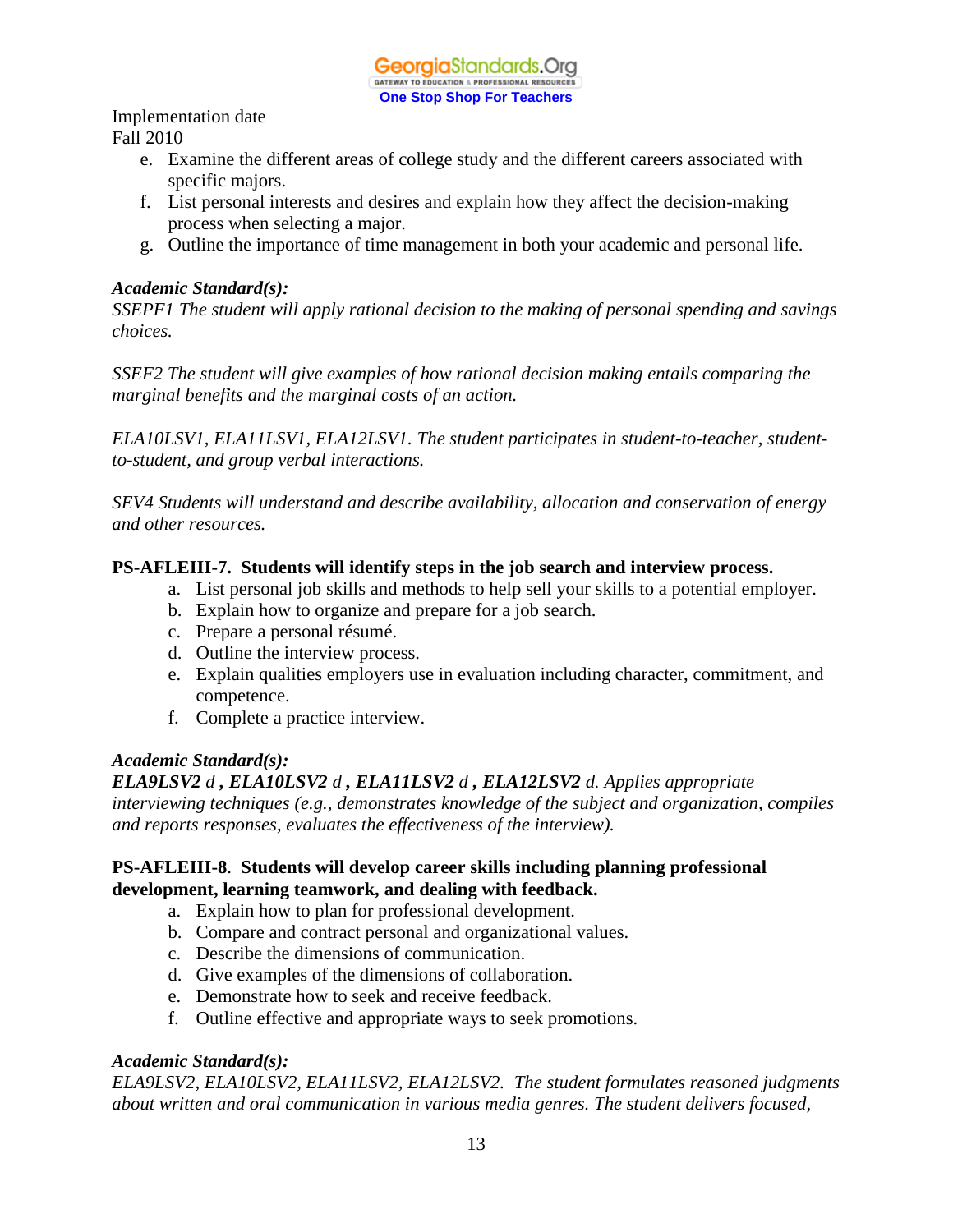Implementation date
Fall 2010

e. Examine the different areas of college study and the different careers associated with specific majors.
f. List personal interests and desires and explain how they affect the decision-making process when selecting a major.
g. Outline the importance of time management in both your academic and personal life.

***Academic Standard(s):***

*SSEPF1 The student will apply rational decision to the making of personal spending and savings choices.*

*SSEF2 The student will give examples of how rational decision making entails comparing the marginal benefits and the marginal costs of an action.*

*ELA10LSV1, ELA11LSV1, ELA12LSV1. The student participates in student-to-teacher, student-to-student, and group verbal interactions.*

*SEV4 Students will understand and describe availability, allocation and conservation of energy and other resources.*

**PS-AFLEIII-7. Students will identify steps in the job search and interview process.**

a. List personal job skills and methods to help sell your skills to a potential employer.
b. Explain how to organize and prepare for a job search.
c. Prepare a personal résumé.
d. Outline the interview process.
e. Explain qualities employers use in evaluation including character, commitment, and competence.
f. Complete a practice interview.

***Academic Standard(s):***

***ELA9LSV2** d **, ELA10LSV2** d **, ELA11LSV2** d **, ELA12LSV2** d. Applies appropriate interviewing techniques (e.g., demonstrates knowledge of the subject and organization, compiles and reports responses, evaluates the effectiveness of the interview).*

**PS-AFLEIII-8. Students will develop career skills including planning professional development, learning teamwork, and dealing with feedback.**

a. Explain how to plan for professional development.
b. Compare and contract personal and organizational values.
c. Describe the dimensions of communication.
d. Give examples of the dimensions of collaboration.
e. Demonstrate how to seek and receive feedback.
f. Outline effective and appropriate ways to seek promotions.

***Academic Standard(s):***

*ELA9LSV2, ELA10LSV2, ELA11LSV2, ELA12LSV2. The student formulates reasoned judgments about written and oral communication in various media genres. The student delivers focused,*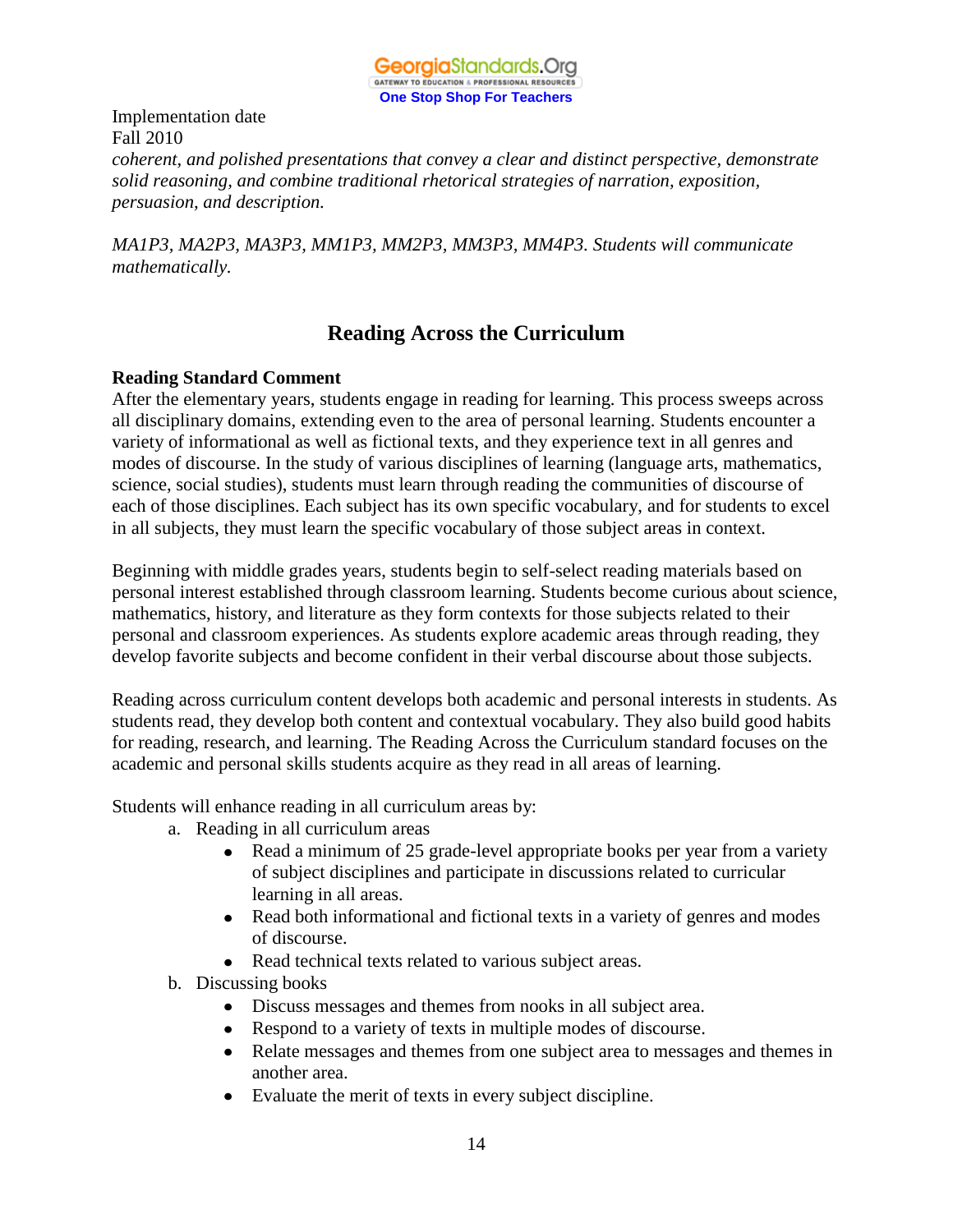Implementation date
Fall 2010

*coherent, and polished presentations that convey a clear and distinct perspective, demonstrate solid reasoning, and combine traditional rhetorical strategies of narration, exposition, persuasion, and description.*

*MA1P3, MA2P3, MA3P3, MM1P3, MM2P3, MM3P3, MM4P3. Students will communicate mathematically.*

## Reading Across the Curriculum

**Reading Standard Comment**

After the elementary years, students engage in reading for learning. This process sweeps across all disciplinary domains, extending even to the area of personal learning. Students encounter a variety of informational as well as fictional texts, and they experience text in all genres and modes of discourse. In the study of various disciplines of learning (language arts, mathematics, science, social studies), students must learn through reading the communities of discourse of each of those disciplines. Each subject has its own specific vocabulary, and for students to excel in all subjects, they must learn the specific vocabulary of those subject areas in context.

Beginning with middle grades years, students begin to self-select reading materials based on personal interest established through classroom learning. Students become curious about science, mathematics, history, and literature as they form contexts for those subjects related to their personal and classroom experiences. As students explore academic areas through reading, they develop favorite subjects and become confident in their verbal discourse about those subjects.

Reading across curriculum content develops both academic and personal interests in students. As students read, they develop both content and contextual vocabulary. They also build good habits for reading, research, and learning. The Reading Across the Curriculum standard focuses on the academic and personal skills students acquire as they read in all areas of learning.

Students will enhance reading in all curriculum areas by:

a. Reading in all curriculum areas
   - Read a minimum of 25 grade-level appropriate books per year from a variety of subject disciplines and participate in discussions related to curricular learning in all areas.
   - Read both informational and fictional texts in a variety of genres and modes of discourse.
   - Read technical texts related to various subject areas.

b. Discussing books
   - Discuss messages and themes from nooks in all subject area.
   - Respond to a variety of texts in multiple modes of discourse.
   - Relate messages and themes from one subject area to messages and themes in another area.
   - Evaluate the merit of texts in every subject discipline.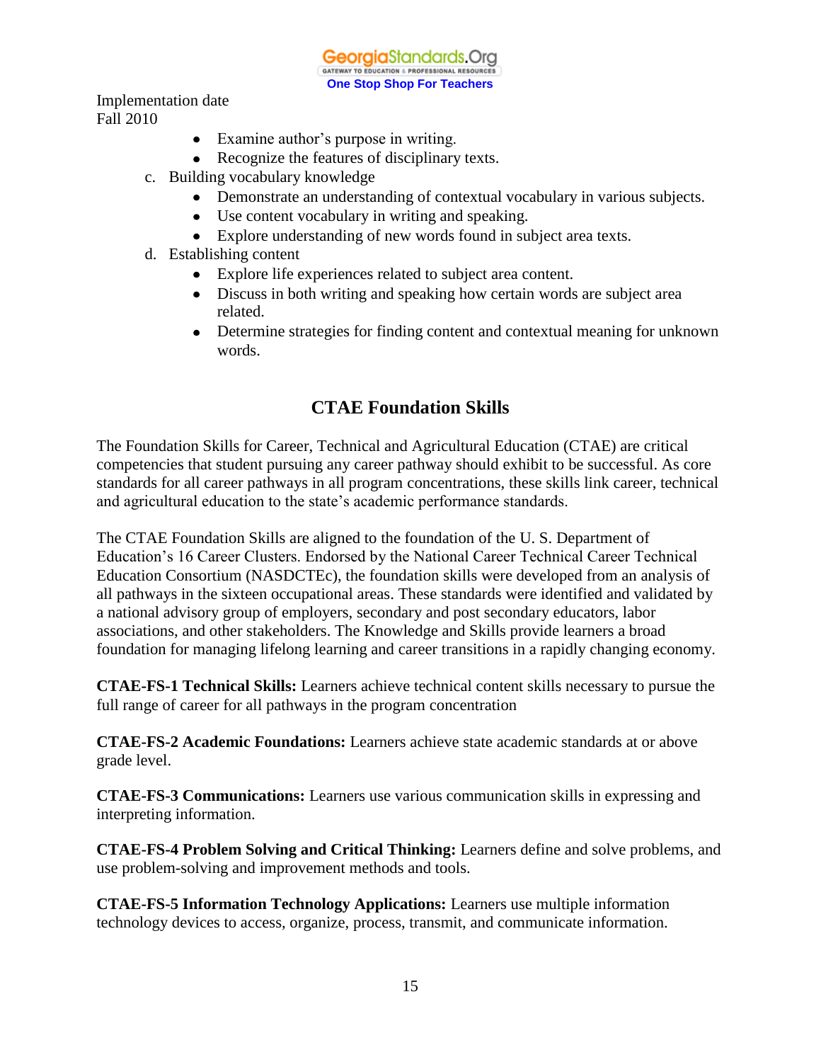Implementation date
Fall 2010

- Examine author's purpose in writing.
- Recognize the features of disciplinary texts.

c. Building vocabulary knowledge
   - Demonstrate an understanding of contextual vocabulary in various subjects.
   - Use content vocabulary in writing and speaking.
   - Explore understanding of new words found in subject area texts.

d. Establishing content
   - Explore life experiences related to subject area content.
   - Discuss in both writing and speaking how certain words are subject area related.
   - Determine strategies for finding content and contextual meaning for unknown words.

## CTAE Foundation Skills

The Foundation Skills for Career, Technical and Agricultural Education (CTAE) are critical competencies that student pursuing any career pathway should exhibit to be successful. As core standards for all career pathways in all program concentrations, these skills link career, technical and agricultural education to the state's academic performance standards.

The CTAE Foundation Skills are aligned to the foundation of the U. S. Department of Education's 16 Career Clusters. Endorsed by the National Career Technical Career Technical Education Consortium (NASDCTEc), the foundation skills were developed from an analysis of all pathways in the sixteen occupational areas. These standards were identified and validated by a national advisory group of employers, secondary and post secondary educators, labor associations, and other stakeholders. The Knowledge and Skills provide learners a broad foundation for managing lifelong learning and career transitions in a rapidly changing economy.

**CTAE-FS-1 Technical Skills:** Learners achieve technical content skills necessary to pursue the full range of career for all pathways in the program concentration

**CTAE-FS-2 Academic Foundations:** Learners achieve state academic standards at or above grade level.

**CTAE-FS-3 Communications:** Learners use various communication skills in expressing and interpreting information.

**CTAE-FS-4 Problem Solving and Critical Thinking:** Learners define and solve problems, and use problem-solving and improvement methods and tools.

**CTAE-FS-5 Information Technology Applications:** Learners use multiple information technology devices to access, organize, process, transmit, and communicate information.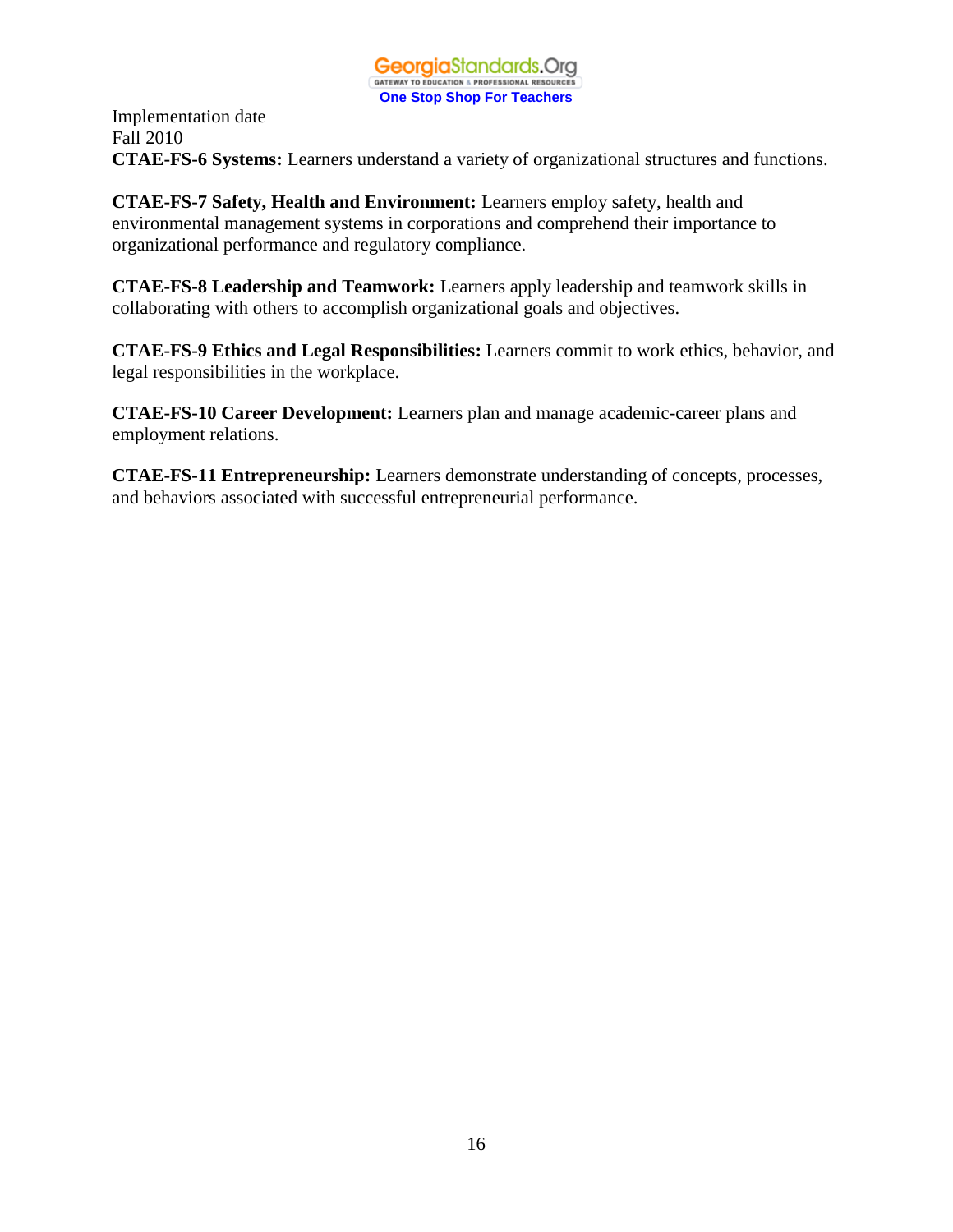Implementation date
Fall 2010

**CTAE-FS-6 Systems:** Learners understand a variety of organizational structures and functions.

**CTAE-FS-7 Safety, Health and Environment:** Learners employ safety, health and environmental management systems in corporations and comprehend their importance to organizational performance and regulatory compliance.

**CTAE-FS-8 Leadership and Teamwork:** Learners apply leadership and teamwork skills in collaborating with others to accomplish organizational goals and objectives.

**CTAE-FS-9 Ethics and Legal Responsibilities:** Learners commit to work ethics, behavior, and legal responsibilities in the workplace.

**CTAE-FS-10 Career Development:** Learners plan and manage academic-career plans and employment relations.

**CTAE-FS-11 Entrepreneurship:** Learners demonstrate understanding of concepts, processes, and behaviors associated with successful entrepreneurial performance.